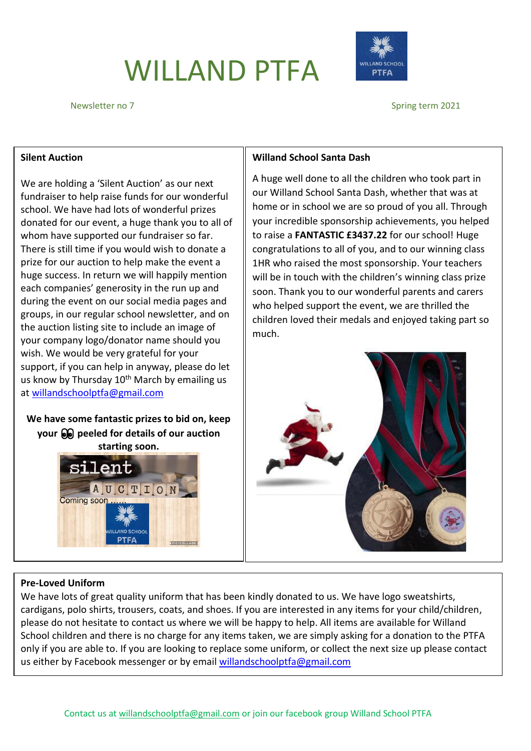# WILLAND PTFA

Newsletter no 7

Spring term 2021

## Silent Auction

We are holding a 'Silent Auction' as our next fundraiser to help raise funds for our wonderful school. We have had lots of wonderful prizes donated for our event, a huge thank you to all of whom have supported our fundraiser so far. There is still time if you would wish to donate a prize for our auction to help make the event a huge success. In return we will happily mention each companies' generosity in the run up and during the event on our social media pages and groups, in our regular school newsletter, and on the auction listing site to include an image of your company logo/donator name should you wish. We would be very grateful for your support, if you can help in anyway, please do let us know by Thursday 10th March by emailing us at willandschoolptfa@gmail.com

**We have some fantastic prizes to bid on, keep your 👀 peeled for details of our auction starting soon.**

## Willand School Santa Dash

A huge well done to all the children who took part in our Willand School Santa Dash, whether that was at home or in school we are so proud of you all. Through your incredible sponsorship achievements, you helped to raise a **FANTASTIC £3437.22** for our school! Huge congratulations to all of you, and to our winning class 1HR who raised the most sponsorship. Your teachers will be in touch with the children's winning class prize soon. Thank you to our wonderful parents and carers who helped support the event, we are thrilled the children loved their medals and enjoyed taking part so much.

## Pre-Loved Uniform

We have lots of great quality uniform that has been kindly donated to us. We have logo sweatshirts, cardigans, polo shirts, trousers, coats, and shoes. If you are interested in any items for your child/children, please do not hesitate to contact us where we will be happy to help. All items are available for Willand School children and there is no charge for any items taken, we are simply asking for a donation to the PTFA only if you are able to. If you are looking to replace some uniform, or collect the next size up please contact us either by Facebook messenger or by email willandschoolptfa@gmail.com

Contact us at willandschoolptfa@gmail.com or join our facebook group Willand School PTFA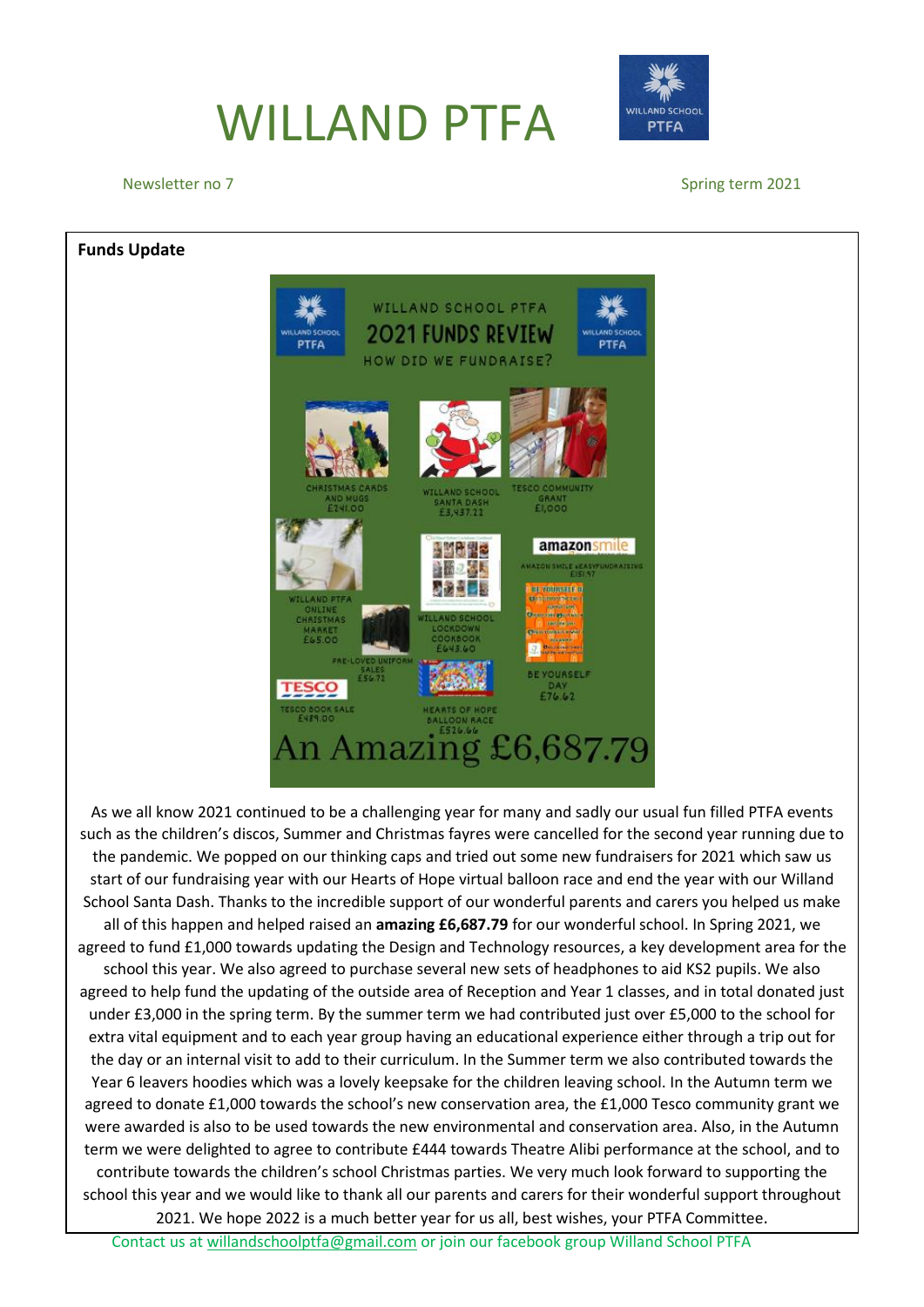# WILLAND PTFA

Newsletter no 7

Spring term 2021

**Funds Update**

WILLAND SCHOOL PTFA

2021 FUNDS REVIEW

HOW DID WE FUNDRAISE?

CHRISTMAS CARDS AND MUGS £241.00

WILLAND SCHOOL SANTA DASH £3,437.22

TESCO COMMUNITY GRANT £1,000

WILLAND PTFA ONLINE CHRISTMAS MARKET £65.00

WILLAND SCHOOL LOCKDOWN COOKBOOK £643.60

AMAZON SMILE &EASYFUNDRAISING £151.97

PRE-LOVED UNIFORM SALES £56.72

BE YOURSELF DAY £76.62

TESCO BOOK SALE £489.00

HEARTS OF HOPE BALLOON RACE £526.66

An Amazing £6,687.79

As we all know 2021 continued to be a challenging year for many and sadly our usual fun filled PTFA events such as the children's discos, Summer and Christmas fayres were cancelled for the second year running due to the pandemic. We popped on our thinking caps and tried out some new fundraisers for 2021 which saw us start of our fundraising year with our Hearts of Hope virtual balloon race and end the year with our Willand School Santa Dash. Thanks to the incredible support of our wonderful parents and carers you helped us make all of this happen and helped raised an **amazing £6,687.79** for our wonderful school. In Spring 2021, we agreed to fund £1,000 towards updating the Design and Technology resources, a key development area for the school this year. We also agreed to purchase several new sets of headphones to aid KS2 pupils. We also agreed to help fund the updating of the outside area of Reception and Year 1 classes, and in total donated just under £3,000 in the spring term. By the summer term we had contributed just over £5,000 to the school for extra vital equipment and to each year group having an educational experience either through a trip out for the day or an internal visit to add to their curriculum. In the Summer term we also contributed towards the Year 6 leavers hoodies which was a lovely keepsake for the children leaving school. In the Autumn term we agreed to donate £1,000 towards the school's new conservation area, the £1,000 Tesco community grant we were awarded is also to be used towards the new environmental and conservation area. Also, in the Autumn term we were delighted to agree to contribute £444 towards Theatre Alibi performance at the school, and to contribute towards the children's school Christmas parties. We very much look forward to supporting the school this year and we would like to thank all our parents and carers for their wonderful support throughout 2021. We hope 2022 is a much better year for us all, best wishes, your PTFA Committee.

Contact us at willandschoolptfa@gmail.com or join our facebook group Willand School PTFA